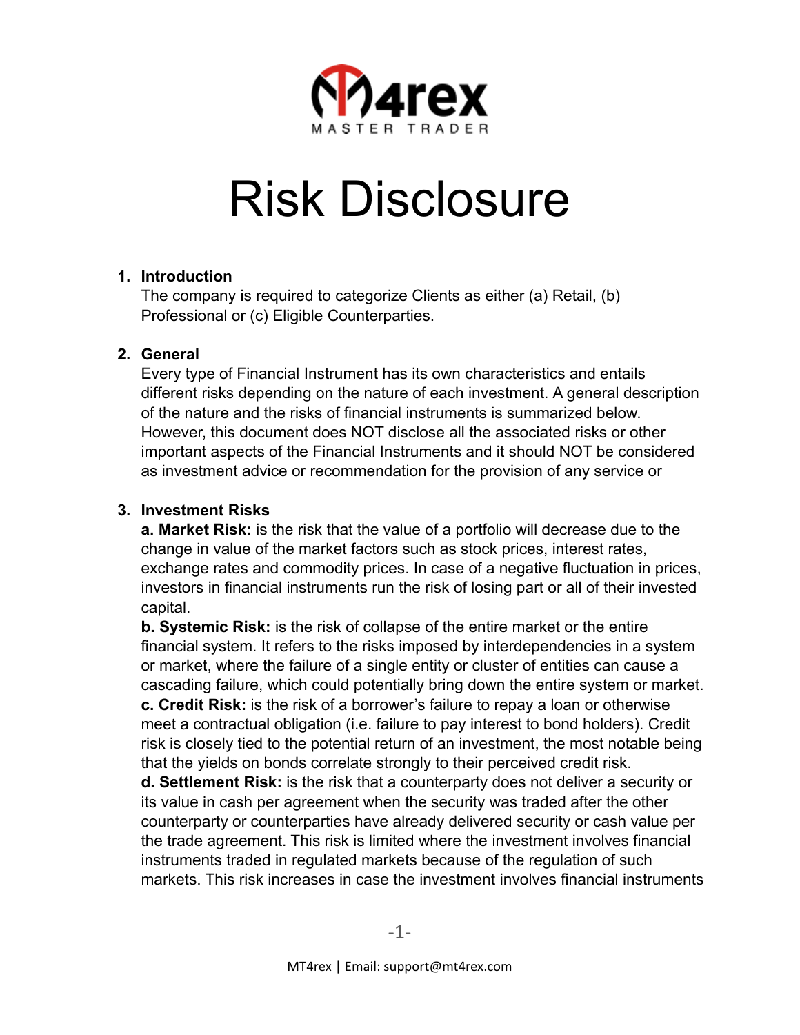M4rex
MASTER TRADER

# Risk Disclosure

1. **Introduction**
   The company is required to categorize Clients as either (a) Retail, (b) Professional or (c) Eligible Counterparties.

2. **General**
   Every type of Financial Instrument has its own characteristics and entails different risks depending on the nature of each investment. A general description of the nature and the risks of financial instruments is summarized below. However, this document does NOT disclose all the associated risks or other important aspects of the Financial Instruments and it should NOT be considered as investment advice or recommendation for the provision of any service or

3. **Investment Risks**
   **a. Market Risk:** is the risk that the value of a portfolio will decrease due to the change in value of the market factors such as stock prices, interest rates, exchange rates and commodity prices. In case of a negative fluctuation in prices, investors in financial instruments run the risk of losing part or all of their invested capital.
   **b. Systemic Risk:** is the risk of collapse of the entire market or the entire financial system. It refers to the risks imposed by interdependencies in a system or market, where the failure of a single entity or cluster of entities can cause a cascading failure, which could potentially bring down the entire system or market.
   **c. Credit Risk:** is the risk of a borrower's failure to repay a loan or otherwise meet a contractual obligation (i.e. failure to pay interest to bond holders). Credit risk is closely tied to the potential return of an investment, the most notable being that the yields on bonds correlate strongly to their perceived credit risk.
   **d. Settlement Risk:** is the risk that a counterparty does not deliver a security or its value in cash per agreement when the security was traded after the other counterparty or counterparties have already delivered security or cash value per the trade agreement. This risk is limited where the investment involves financial instruments traded in regulated markets because of the regulation of such markets. This risk increases in case the investment involves financial instruments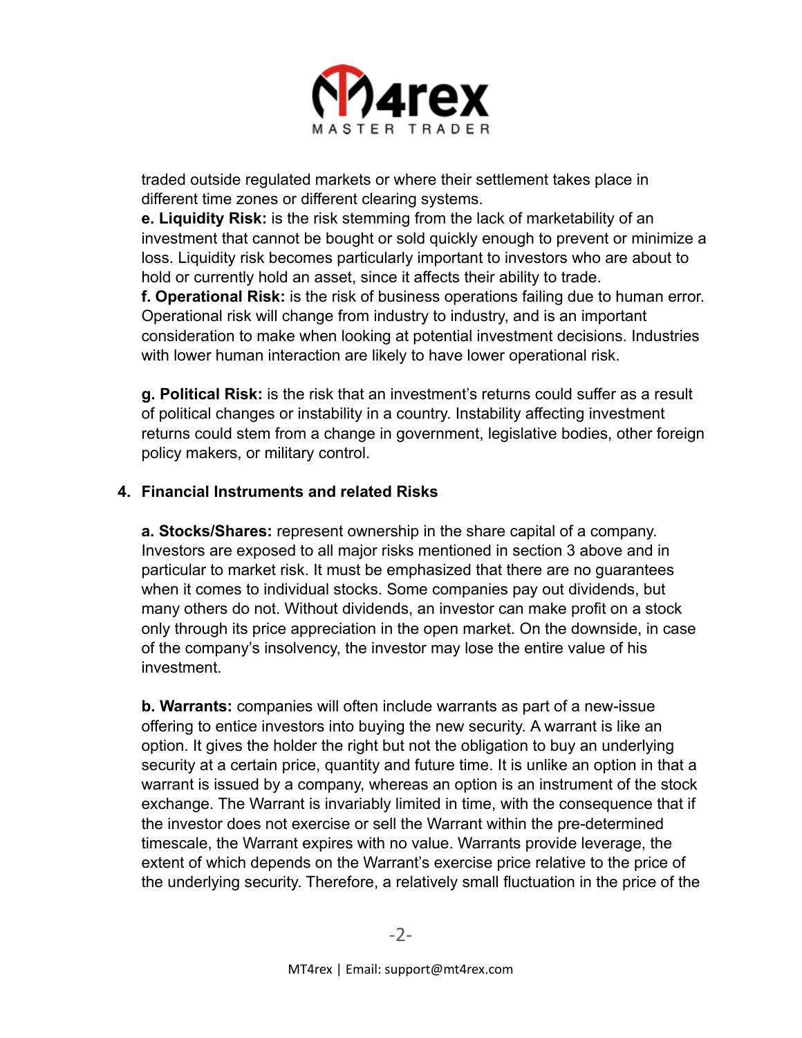traded outside regulated markets or where their settlement takes place in different time zones or different clearing systems.

**e. Liquidity Risk:** is the risk stemming from the lack of marketability of an investment that cannot be bought or sold quickly enough to prevent or minimize a loss. Liquidity risk becomes particularly important to investors who are about to hold or currently hold an asset, since it affects their ability to trade.

**f. Operational Risk:** is the risk of business operations failing due to human error. Operational risk will change from industry to industry, and is an important consideration to make when looking at potential investment decisions. Industries with lower human interaction are likely to have lower operational risk.

**g. Political Risk:** is the risk that an investment's returns could suffer as a result of political changes or instability in a country. Instability affecting investment returns could stem from a change in government, legislative bodies, other foreign policy makers, or military control.

## 4. Financial Instruments and related Risks

**a. Stocks/Shares:** represent ownership in the share capital of a company. Investors are exposed to all major risks mentioned in section 3 above and in particular to market risk. It must be emphasized that there are no guarantees when it comes to individual stocks. Some companies pay out dividends, but many others do not. Without dividends, an investor can make profit on a stock only through its price appreciation in the open market. On the downside, in case of the company's insolvency, the investor may lose the entire value of his investment.

**b. Warrants:** companies will often include warrants as part of a new-issue offering to entice investors into buying the new security. A warrant is like an option. It gives the holder the right but not the obligation to buy an underlying security at a certain price, quantity and future time. It is unlike an option in that a warrant is issued by a company, whereas an option is an instrument of the stock exchange. The Warrant is invariably limited in time, with the consequence that if the investor does not exercise or sell the Warrant within the pre-determined timescale, the Warrant expires with no value. Warrants provide leverage, the extent of which depends on the Warrant's exercise price relative to the price of the underlying security. Therefore, a relatively small fluctuation in the price of the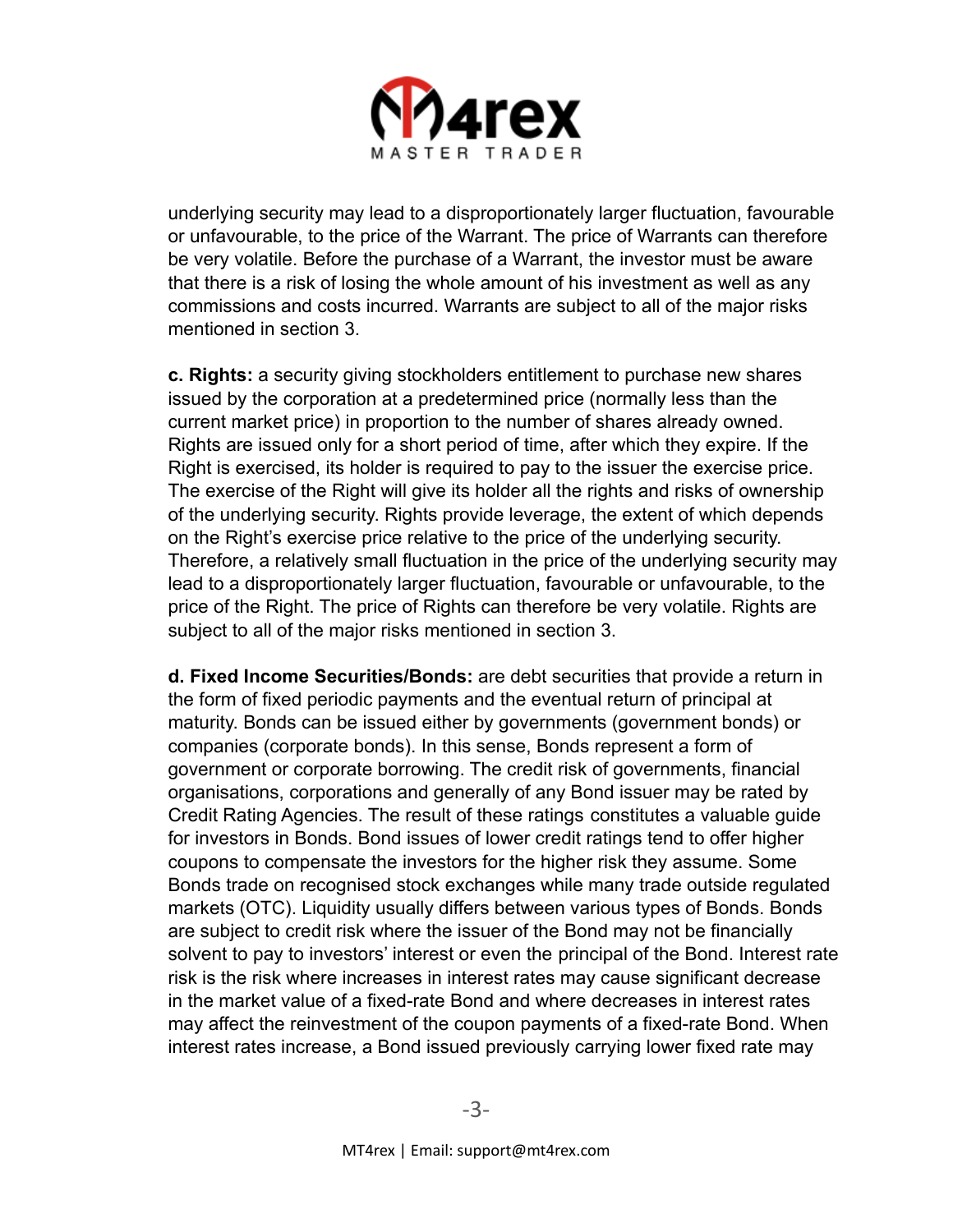underlying security may lead to a disproportionately larger fluctuation, favourable or unfavourable, to the price of the Warrant. The price of Warrants can therefore be very volatile. Before the purchase of a Warrant, the investor must be aware that there is a risk of losing the whole amount of his investment as well as any commissions and costs incurred. Warrants are subject to all of the major risks mentioned in section 3.

**c. Rights:** a security giving stockholders entitlement to purchase new shares issued by the corporation at a predetermined price (normally less than the current market price) in proportion to the number of shares already owned. Rights are issued only for a short period of time, after which they expire. If the Right is exercised, its holder is required to pay to the issuer the exercise price. The exercise of the Right will give its holder all the rights and risks of ownership of the underlying security. Rights provide leverage, the extent of which depends on the Right's exercise price relative to the price of the underlying security. Therefore, a relatively small fluctuation in the price of the underlying security may lead to a disproportionately larger fluctuation, favourable or unfavourable, to the price of the Right. The price of Rights can therefore be very volatile. Rights are subject to all of the major risks mentioned in section 3.

**d. Fixed Income Securities/Bonds:** are debt securities that provide a return in the form of fixed periodic payments and the eventual return of principal at maturity. Bonds can be issued either by governments (government bonds) or companies (corporate bonds). In this sense, Bonds represent a form of government or corporate borrowing. The credit risk of governments, financial organisations, corporations and generally of any Bond issuer may be rated by Credit Rating Agencies. The result of these ratings constitutes a valuable guide for investors in Bonds. Bond issues of lower credit ratings tend to offer higher coupons to compensate the investors for the higher risk they assume. Some Bonds trade on recognised stock exchanges while many trade outside regulated markets (OTC). Liquidity usually differs between various types of Bonds. Bonds are subject to credit risk where the issuer of the Bond may not be financially solvent to pay to investors' interest or even the principal of the Bond. Interest rate risk is the risk where increases in interest rates may cause significant decrease in the market value of a fixed-rate Bond and where decreases in interest rates may affect the reinvestment of the coupon payments of a fixed-rate Bond. When interest rates increase, a Bond issued previously carrying lower fixed rate may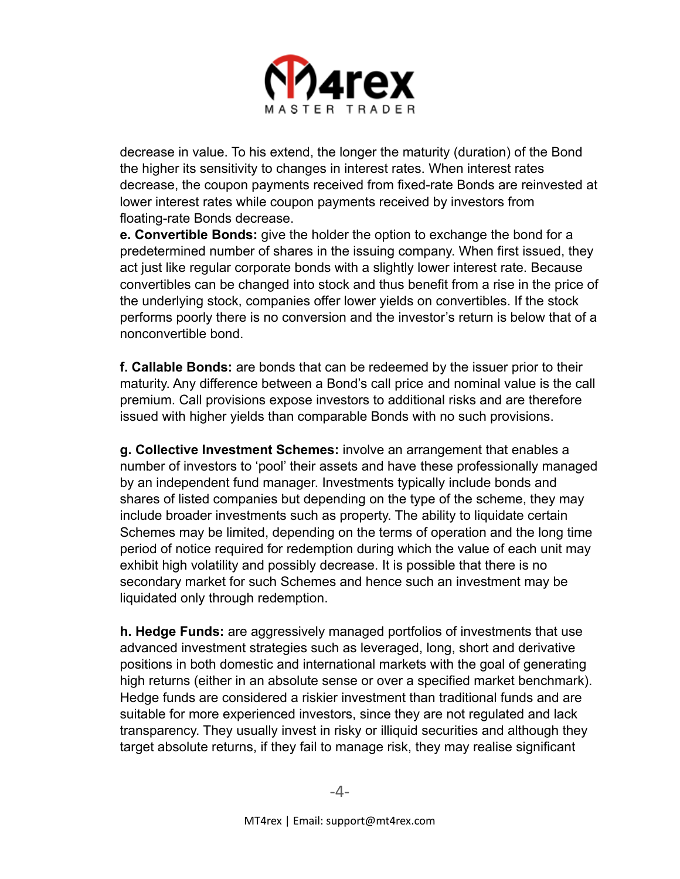decrease in value. To his extend, the longer the maturity (duration) of the Bond the higher its sensitivity to changes in interest rates. When interest rates decrease, the coupon payments received from fixed-rate Bonds are reinvested at lower interest rates while coupon payments received by investors from floating-rate Bonds decrease.

**e. Convertible Bonds:** give the holder the option to exchange the bond for a predetermined number of shares in the issuing company. When first issued, they act just like regular corporate bonds with a slightly lower interest rate. Because convertibles can be changed into stock and thus benefit from a rise in the price of the underlying stock, companies offer lower yields on convertibles. If the stock performs poorly there is no conversion and the investor's return is below that of a nonconvertible bond.

**f. Callable Bonds:** are bonds that can be redeemed by the issuer prior to their maturity. Any difference between a Bond's call price and nominal value is the call premium. Call provisions expose investors to additional risks and are therefore issued with higher yields than comparable Bonds with no such provisions.

**g. Collective Investment Schemes:** involve an arrangement that enables a number of investors to 'pool' their assets and have these professionally managed by an independent fund manager. Investments typically include bonds and shares of listed companies but depending on the type of the scheme, they may include broader investments such as property. The ability to liquidate certain Schemes may be limited, depending on the terms of operation and the long time period of notice required for redemption during which the value of each unit may exhibit high volatility and possibly decrease. It is possible that there is no secondary market for such Schemes and hence such an investment may be liquidated only through redemption.

**h. Hedge Funds:** are aggressively managed portfolios of investments that use advanced investment strategies such as leveraged, long, short and derivative positions in both domestic and international markets with the goal of generating high returns (either in an absolute sense or over a specified market benchmark). Hedge funds are considered a riskier investment than traditional funds and are suitable for more experienced investors, since they are not regulated and lack transparency. They usually invest in risky or illiquid securities and although they target absolute returns, if they fail to manage risk, they may realise significant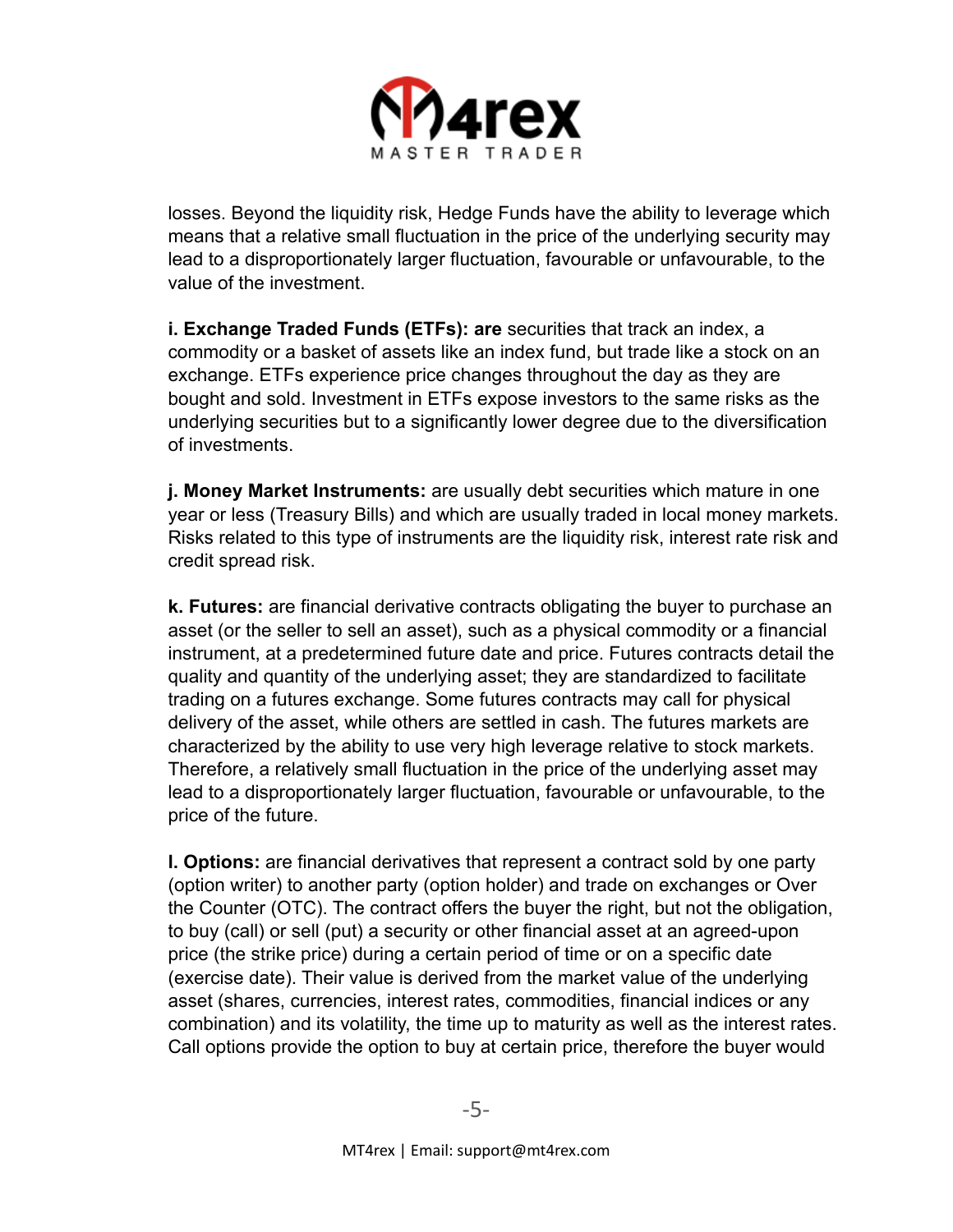losses. Beyond the liquidity risk, Hedge Funds have the ability to leverage which means that a relative small fluctuation in the price of the underlying security may lead to a disproportionately larger fluctuation, favourable or unfavourable, to the value of the investment.

**i. Exchange Traded Funds (ETFs): are** securities that track an index, a commodity or a basket of assets like an index fund, but trade like a stock on an exchange. ETFs experience price changes throughout the day as they are bought and sold. Investment in ETFs expose investors to the same risks as the underlying securities but to a significantly lower degree due to the diversification of investments.

**j. Money Market Instruments:** are usually debt securities which mature in one year or less (Treasury Bills) and which are usually traded in local money markets. Risks related to this type of instruments are the liquidity risk, interest rate risk and credit spread risk.

**k. Futures:** are financial derivative contracts obligating the buyer to purchase an asset (or the seller to sell an asset), such as a physical commodity or a financial instrument, at a predetermined future date and price. Futures contracts detail the quality and quantity of the underlying asset; they are standardized to facilitate trading on a futures exchange. Some futures contracts may call for physical delivery of the asset, while others are settled in cash. The futures markets are characterized by the ability to use very high leverage relative to stock markets. Therefore, a relatively small fluctuation in the price of the underlying asset may lead to a disproportionately larger fluctuation, favourable or unfavourable, to the price of the future.

**l. Options:** are financial derivatives that represent a contract sold by one party (option writer) to another party (option holder) and trade on exchanges or Over the Counter (OTC). The contract offers the buyer the right, but not the obligation, to buy (call) or sell (put) a security or other financial asset at an agreed-upon price (the strike price) during a certain period of time or on a specific date (exercise date). Their value is derived from the market value of the underlying asset (shares, currencies, interest rates, commodities, financial indices or any combination) and its volatility, the time up to maturity as well as the interest rates. Call options provide the option to buy at certain price, therefore the buyer would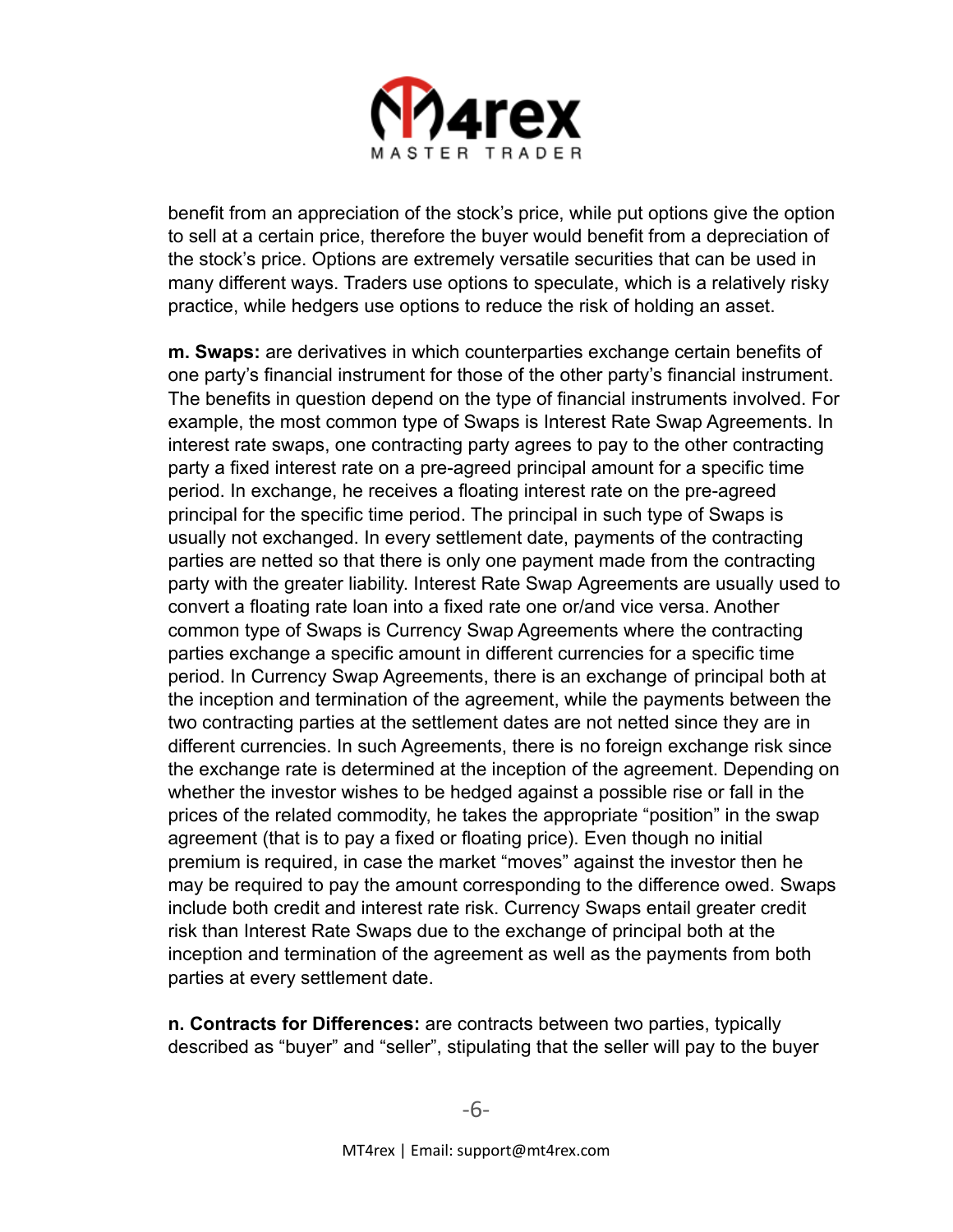benefit from an appreciation of the stock's price, while put options give the option to sell at a certain price, therefore the buyer would benefit from a depreciation of the stock's price. Options are extremely versatile securities that can be used in many different ways. Traders use options to speculate, which is a relatively risky practice, while hedgers use options to reduce the risk of holding an asset.

**m. Swaps:** are derivatives in which counterparties exchange certain benefits of one party's financial instrument for those of the other party's financial instrument. The benefits in question depend on the type of financial instruments involved. For example, the most common type of Swaps is Interest Rate Swap Agreements. In interest rate swaps, one contracting party agrees to pay to the other contracting party a fixed interest rate on a pre-agreed principal amount for a specific time period. In exchange, he receives a floating interest rate on the pre-agreed principal for the specific time period. The principal in such type of Swaps is usually not exchanged. In every settlement date, payments of the contracting parties are netted so that there is only one payment made from the contracting party with the greater liability. Interest Rate Swap Agreements are usually used to convert a floating rate loan into a fixed rate one or/and vice versa. Another common type of Swaps is Currency Swap Agreements where the contracting parties exchange a specific amount in different currencies for a specific time period. In Currency Swap Agreements, there is an exchange of principal both at the inception and termination of the agreement, while the payments between the two contracting parties at the settlement dates are not netted since they are in different currencies. In such Agreements, there is no foreign exchange risk since the exchange rate is determined at the inception of the agreement. Depending on whether the investor wishes to be hedged against a possible rise or fall in the prices of the related commodity, he takes the appropriate "position" in the swap agreement (that is to pay a fixed or floating price). Even though no initial premium is required, in case the market "moves" against the investor then he may be required to pay the amount corresponding to the difference owed. Swaps include both credit and interest rate risk. Currency Swaps entail greater credit risk than Interest Rate Swaps due to the exchange of principal both at the inception and termination of the agreement as well as the payments from both parties at every settlement date.

**n. Contracts for Differences:** are contracts between two parties, typically described as "buyer" and "seller", stipulating that the seller will pay to the buyer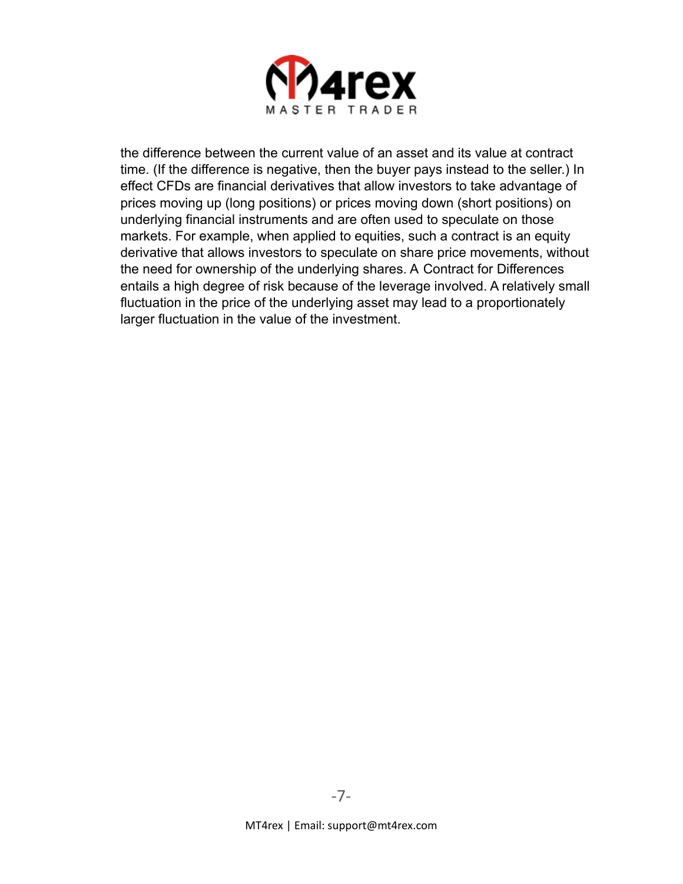the difference between the current value of an asset and its value at contract time. (If the difference is negative, then the buyer pays instead to the seller.) In effect CFDs are financial derivatives that allow investors to take advantage of prices moving up (long positions) or prices moving down (short positions) on underlying financial instruments and are often used to speculate on those markets. For example, when applied to equities, such a contract is an equity derivative that allows investors to speculate on share price movements, without the need for ownership of the underlying shares. A Contract for Differences entails a high degree of risk because of the leverage involved. A relatively small fluctuation in the price of the underlying asset may lead to a proportionately larger fluctuation in the value of the investment.